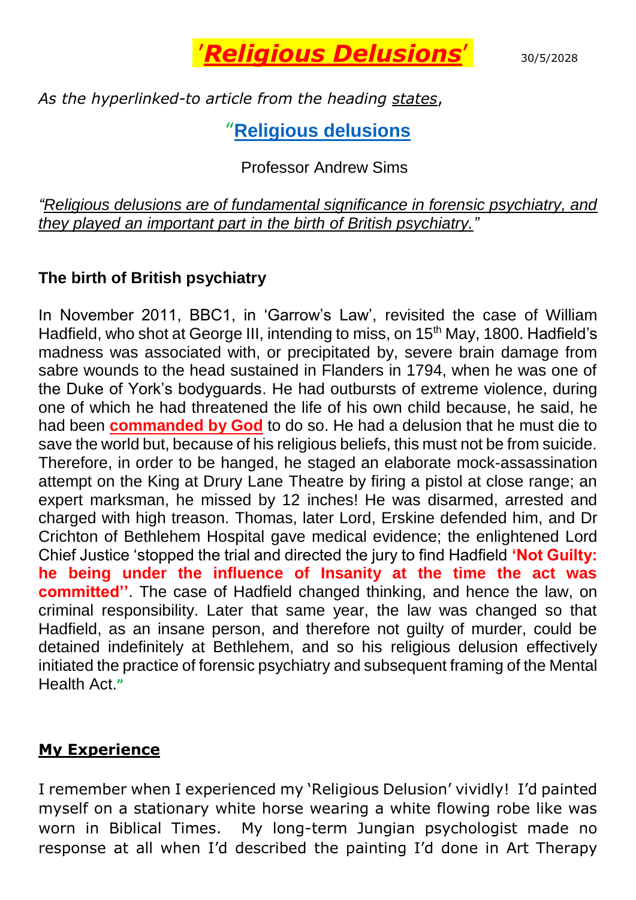# *'Religious Delusions'*

30/5/2028

*As the hyperlinked-to article from the heading states,*

## "Religious delusions

Professor Andrew Sims

*"Religious delusions are of fundamental significance in forensic psychiatry, and they played an important part in the birth of British psychiatry."*

### The birth of British psychiatry

In November 2011, BBC1, in 'Garrow's Law', revisited the case of William Hadfield, who shot at George III, intending to miss, on 15th May, 1800. Hadfield's madness was associated with, or precipitated by, severe brain damage from sabre wounds to the head sustained in Flanders in 1794, when he was one of the Duke of York's bodyguards. He had outbursts of extreme violence, during one of which he had threatened the life of his own child because, he said, he had been **commanded by God** to do so. He had a delusion that he must die to save the world but, because of his religious beliefs, this must not be from suicide. Therefore, in order to be hanged, he staged an elaborate mock-assassination attempt on the King at Drury Lane Theatre by firing a pistol at close range; an expert marksman, he missed by 12 inches! He was disarmed, arrested and charged with high treason. Thomas, later Lord, Erskine defended him, and Dr Crichton of Bethlehem Hospital gave medical evidence; the enlightened Lord Chief Justice 'stopped the trial and directed the jury to find Hadfield **'Not Guilty: he being under the influence of Insanity at the time the act was committed''**. The case of Hadfield changed thinking, and hence the law, on criminal responsibility. Later that same year, the law was changed so that Hadfield, as an insane person, and therefore not guilty of murder, could be detained indefinitely at Bethlehem, and so his religious delusion effectively initiated the practice of forensic psychiatry and subsequent framing of the Mental Health Act."

### My Experience

I remember when I experienced my 'Religious Delusion' vividly! I'd painted myself on a stationary white horse wearing a white flowing robe like was worn in Biblical Times. My long-term Jungian psychologist made no response at all when I'd described the painting I'd done in Art Therapy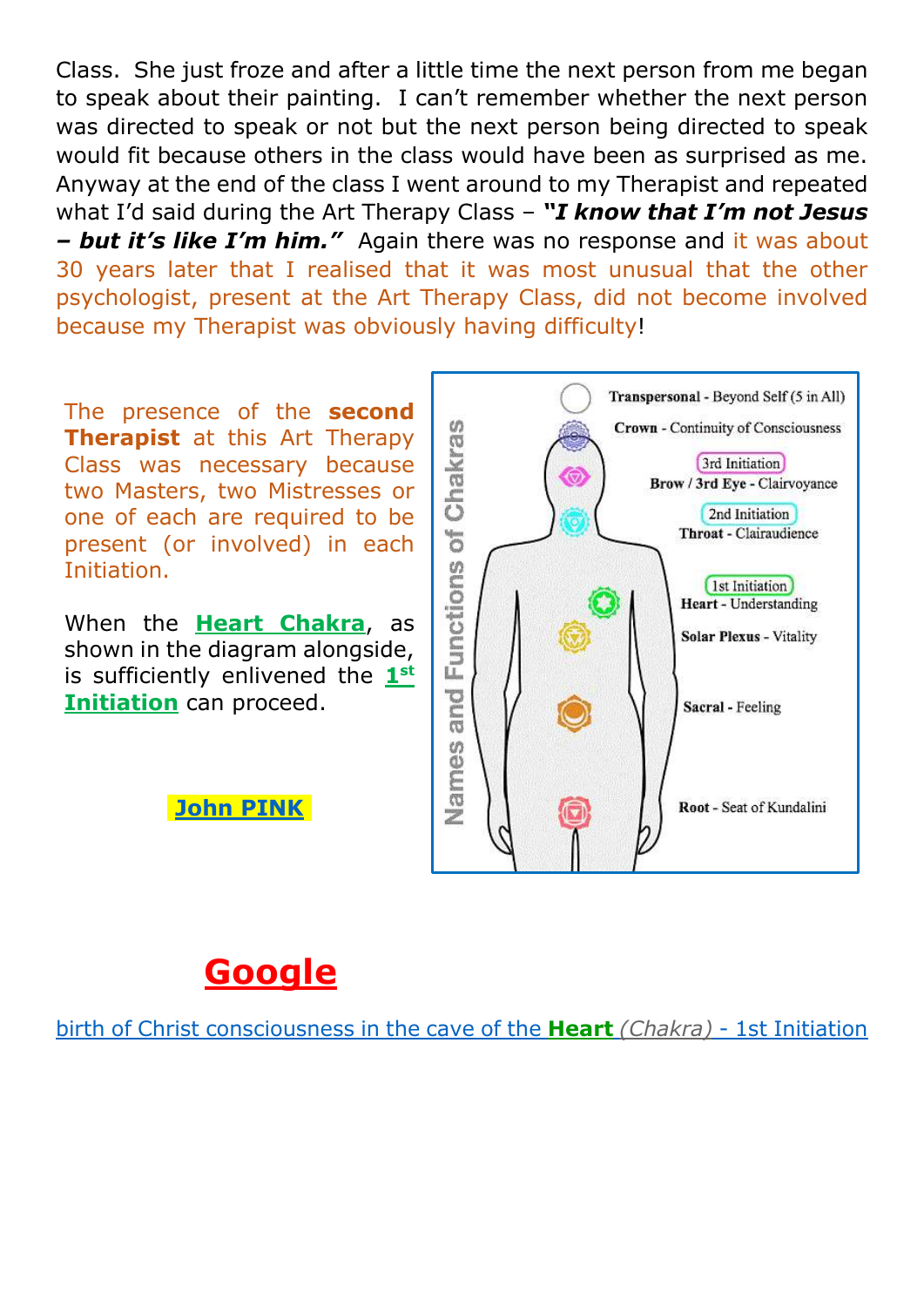Class. She just froze and after a little time the next person from me began to speak about their painting. I can't remember whether the next person was directed to speak or not but the next person being directed to speak would fit because others in the class would have been as surprised as me. Anyway at the end of the class I went around to my Therapist and repeated what I'd said during the Art Therapy Class – ***"I know that I'm not Jesus – but it's like I'm him."*** Again there was no response and it was about 30 years later that I realised that it was most unusual that the other psychologist, present at the Art Therapy Class, did not become involved because my Therapist was obviously having difficulty!

The presence of the **second Therapist** at this Art Therapy Class was necessary because two Masters, two Mistresses or one of each are required to be present (or involved) in each Initiation.

When the **Heart Chakra**, as shown in the diagram alongside, is sufficiently enlivened the **1st Initiation** can proceed.

**John PINK**

Names and Functions of Chakras

Transpersonal - Beyond Self (5 in All)

Crown - Continuity of Consciousness

3rd Initiation

Brow / 3rd Eye - Clairvoyance

2nd Initiation

Throat - Clairaudience

1st Initiation

Heart - Understanding

Solar Plexus - Vitality

Sacral - Feeling

Root - Seat of Kundalini

## Google

birth of Christ consciousness in the cave of the **Heart** *(Chakra)* - 1st Initiation